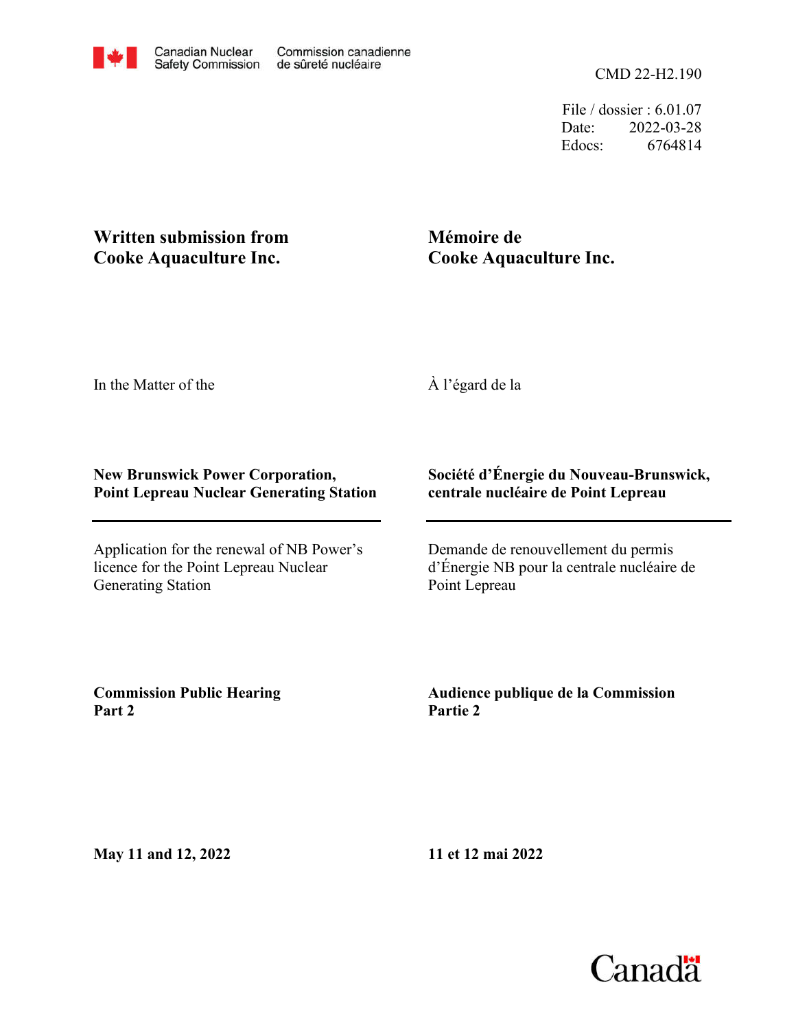Canadian Nuclear Safety Commission | Commission canadienne de sûreté nucléaire

CMD 22-H2.190

File / dossier : 6.01.07
Date: 2022-03-28
Edocs: 6764814

**Written submission from Cooke Aquaculture Inc.**

**Mémoire de Cooke Aquaculture Inc.**

In the Matter of the

À l'égard de la

**New Brunswick Power Corporation, Point Lepreau Nuclear Generating Station**

**Société d'Énergie du Nouveau-Brunswick, centrale nucléaire de Point Lepreau**

Application for the renewal of NB Power's licence for the Point Lepreau Nuclear Generating Station

Demande de renouvellement du permis d'Énergie NB pour la centrale nucléaire de Point Lepreau

**Commission Public Hearing Part 2**

**Audience publique de la Commission Partie 2**

**May 11 and 12, 2022**

**11 et 12 mai 2022**

Canada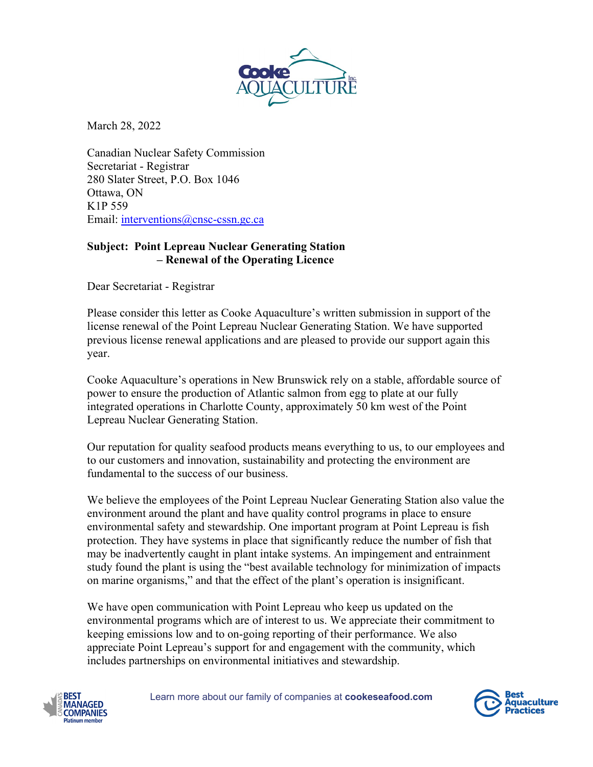March 28, 2022

Canadian Nuclear Safety Commission
Secretariat - Registrar
280 Slater Street, P.O. Box 1046
Ottawa, ON
K1P 559
Email: interventions@cnsc-cssn.gc.ca

**Subject: Point Lepreau Nuclear Generating Station – Renewal of the Operating Licence**

Dear Secretariat - Registrar

Please consider this letter as Cooke Aquaculture's written submission in support of the license renewal of the Point Lepreau Nuclear Generating Station. We have supported previous license renewal applications and are pleased to provide our support again this year.

Cooke Aquaculture's operations in New Brunswick rely on a stable, affordable source of power to ensure the production of Atlantic salmon from egg to plate at our fully integrated operations in Charlotte County, approximately 50 km west of the Point Lepreau Nuclear Generating Station.

Our reputation for quality seafood products means everything to us, to our employees and to our customers and innovation, sustainability and protecting the environment are fundamental to the success of our business.

We believe the employees of the Point Lepreau Nuclear Generating Station also value the environment around the plant and have quality control programs in place to ensure environmental safety and stewardship. One important program at Point Lepreau is fish protection. They have systems in place that significantly reduce the number of fish that may be inadvertently caught in plant intake systems. An impingement and entrainment study found the plant is using the "best available technology for minimization of impacts on marine organisms," and that the effect of the plant's operation is insignificant.

We have open communication with Point Lepreau who keep us updated on the environmental programs which are of interest to us. We appreciate their commitment to keeping emissions low and to on-going reporting of their performance. We also appreciate Point Lepreau's support for and engagement with the community, which includes partnerships on environmental initiatives and stewardship.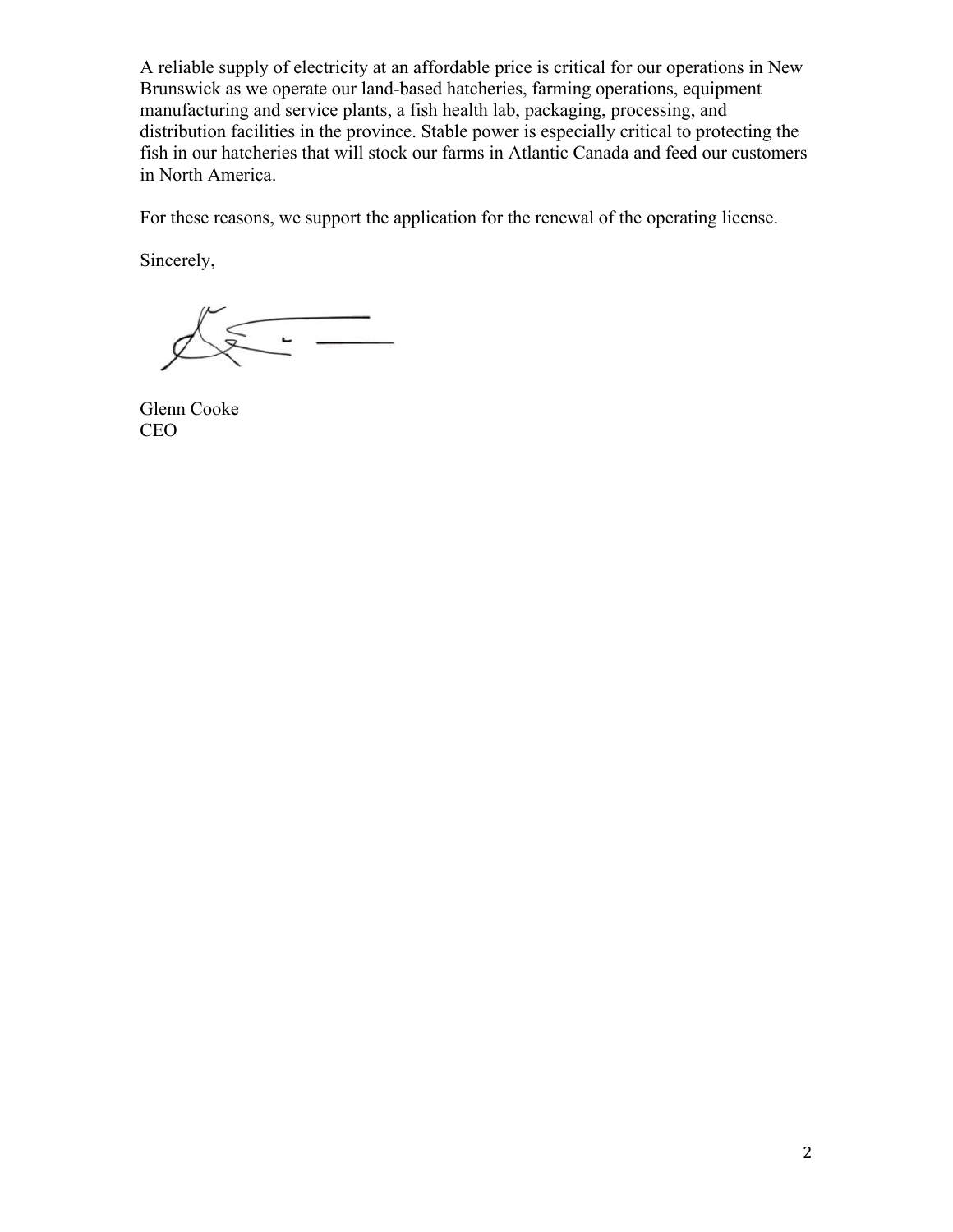A reliable supply of electricity at an affordable price is critical for our operations in New Brunswick as we operate our land-based hatcheries, farming operations, equipment manufacturing and service plants, a fish health lab, packaging, processing, and distribution facilities in the province. Stable power is especially critical to protecting the fish in our hatcheries that will stock our farms in Atlantic Canada and feed our customers in North America.

For these reasons, we support the application for the renewal of the operating license.

Sincerely,

Glenn Cooke
CEO